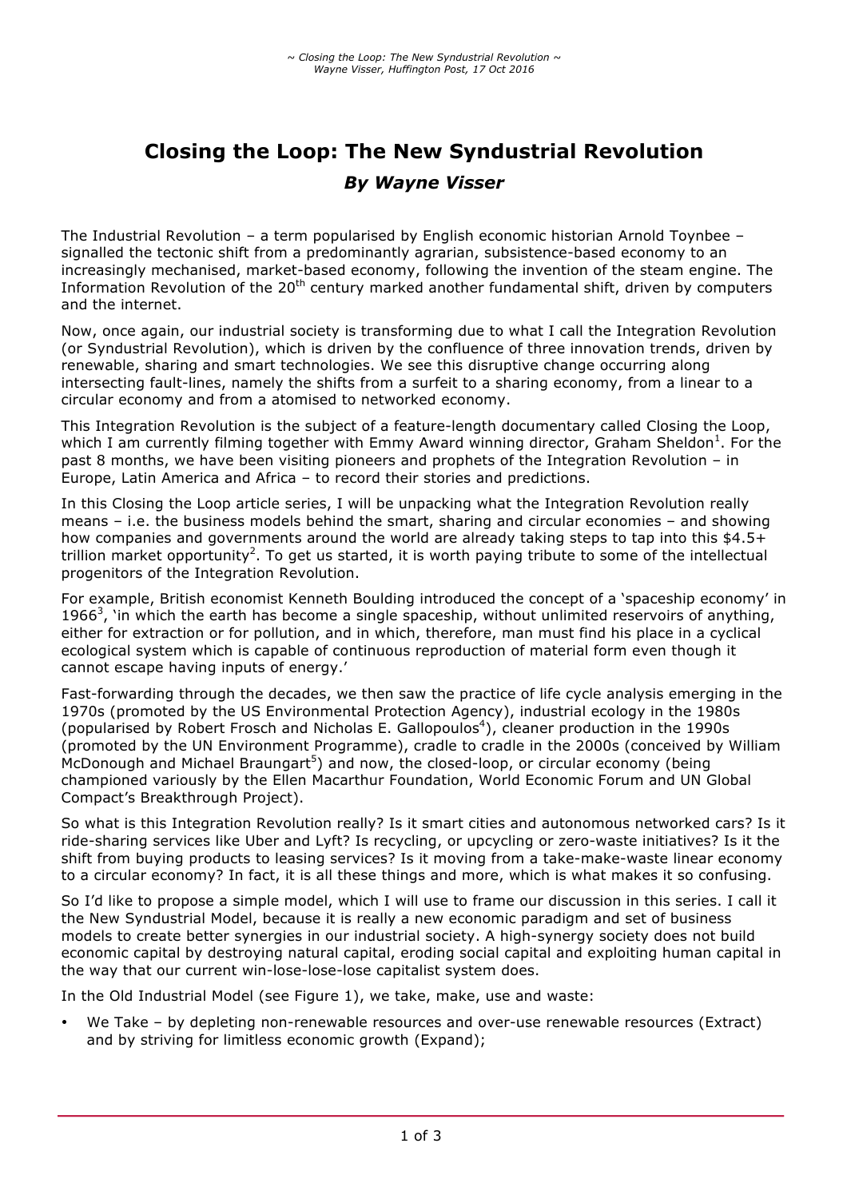# Closing the Loop: The New Syndustrial Revolution

### *By Wayne Visser*

The Industrial Revolution – a term popularised by English economic historian Arnold Toynbee – signalled the tectonic shift from a predominantly agrarian, subsistence-based economy to an increasingly mechanised, market-based economy, following the invention of the steam engine. The Information Revolution of the 20th century marked another fundamental shift, driven by computers and the internet.

Now, once again, our industrial society is transforming due to what I call the Integration Revolution (or Syndustrial Revolution), which is driven by the confluence of three innovation trends, driven by renewable, sharing and smart technologies. We see this disruptive change occurring along intersecting fault-lines, namely the shifts from a surfeit to a sharing economy, from a linear to a circular economy and from a atomised to networked economy.

This Integration Revolution is the subject of a feature-length documentary called Closing the Loop, which I am currently filming together with Emmy Award winning director, Graham Sheldon[1]. For the past 8 months, we have been visiting pioneers and prophets of the Integration Revolution – in Europe, Latin America and Africa – to record their stories and predictions.

In this Closing the Loop article series, I will be unpacking what the Integration Revolution really means – i.e. the business models behind the smart, sharing and circular economies – and showing how companies and governments around the world are already taking steps to tap into this $4.5+ trillion market opportunity[2]. To get us started, it is worth paying tribute to some of the intellectual progenitors of the Integration Revolution.

For example, British economist Kenneth Boulding introduced the concept of a 'spaceship economy' in 1966[3], 'in which the earth has become a single spaceship, without unlimited reservoirs of anything, either for extraction or for pollution, and in which, therefore, man must find his place in a cyclical ecological system which is capable of continuous reproduction of material form even though it cannot escape having inputs of energy.'

Fast-forwarding through the decades, we then saw the practice of life cycle analysis emerging in the 1970s (promoted by the US Environmental Protection Agency), industrial ecology in the 1980s (popularised by Robert Frosch and Nicholas E. Gallopoulos[4]), cleaner production in the 1990s (promoted by the UN Environment Programme), cradle to cradle in the 2000s (conceived by William McDonough and Michael Braungart[5]) and now, the closed-loop, or circular economy (being championed variously by the Ellen Macarthur Foundation, World Economic Forum and UN Global Compact's Breakthrough Project).

So what is this Integration Revolution really? Is it smart cities and autonomous networked cars? Is it ride-sharing services like Uber and Lyft? Is recycling, or upcycling or zero-waste initiatives? Is it the shift from buying products to leasing services? Is it moving from a take-make-waste linear economy to a circular economy? In fact, it is all these things and more, which is what makes it so confusing.

So I'd like to propose a simple model, which I will use to frame our discussion in this series. I call it the New Syndustrial Model, because it is really a new economic paradigm and set of business models to create better synergies in our industrial society. A high-synergy society does not build economic capital by destroying natural capital, eroding social capital and exploiting human capital in the way that our current win-lose-lose-lose capitalist system does.

In the Old Industrial Model (see Figure 1), we take, make, use and waste:

- We Take – by depleting non-renewable resources and over-use renewable resources (Extract) and by striving for limitless economic growth (Expand);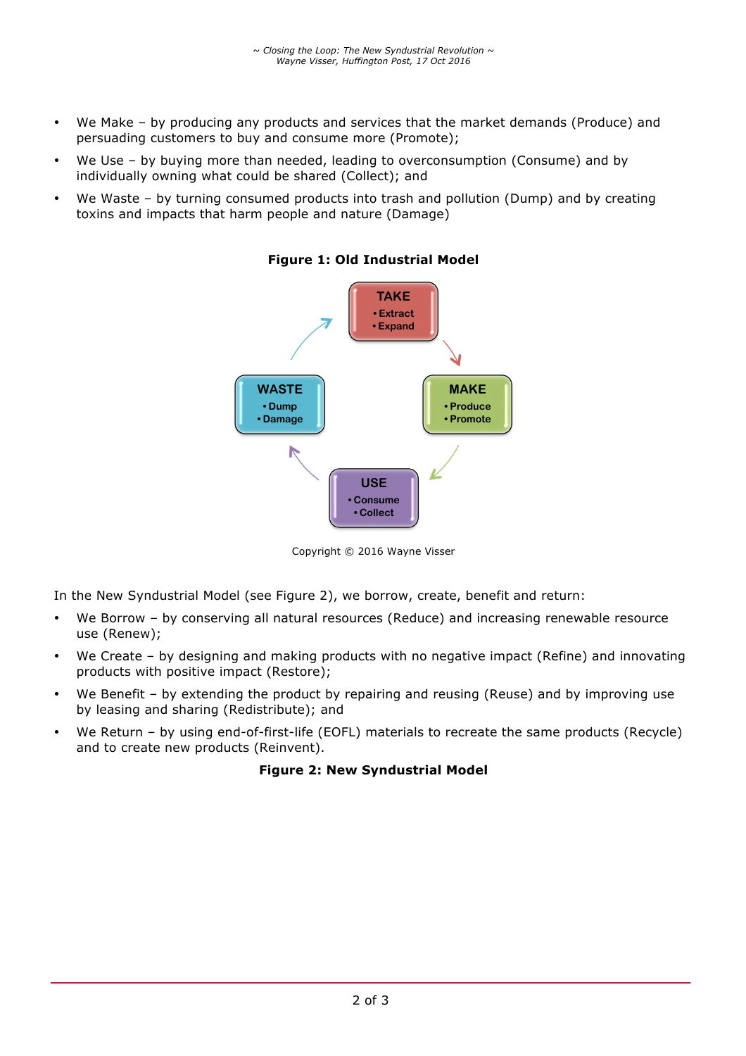- We Make – by producing any products and services that the market demands (Produce) and persuading customers to buy and consume more (Promote);
- We Use – by buying more than needed, leading to overconsumption (Consume) and by individually owning what could be shared (Collect); and
- We Waste – by turning consumed products into trash and pollution (Dump) and by creating toxins and impacts that harm people and nature (Damage)

**Figure 1: Old Industrial Model**

TAKE
- Extract
- Expand

MAKE
- Produce
- Promote

USE
- Consume
- Collect

WASTE
- Dump
- Damage

Copyright © 2016 Wayne Visser

In the New Syndustrial Model (see Figure 2), we borrow, create, benefit and return:

- We Borrow – by conserving all natural resources (Reduce) and increasing renewable resource use (Renew);
- We Create – by designing and making products with no negative impact (Refine) and innovating products with positive impact (Restore);
- We Benefit – by extending the product by repairing and reusing (Reuse) and by improving use by leasing and sharing (Redistribute); and
- We Return – by using end-of-first-life (EOFL) materials to recreate the same products (Recycle) and to create new products (Reinvent).

**Figure 2: New Syndustrial Model**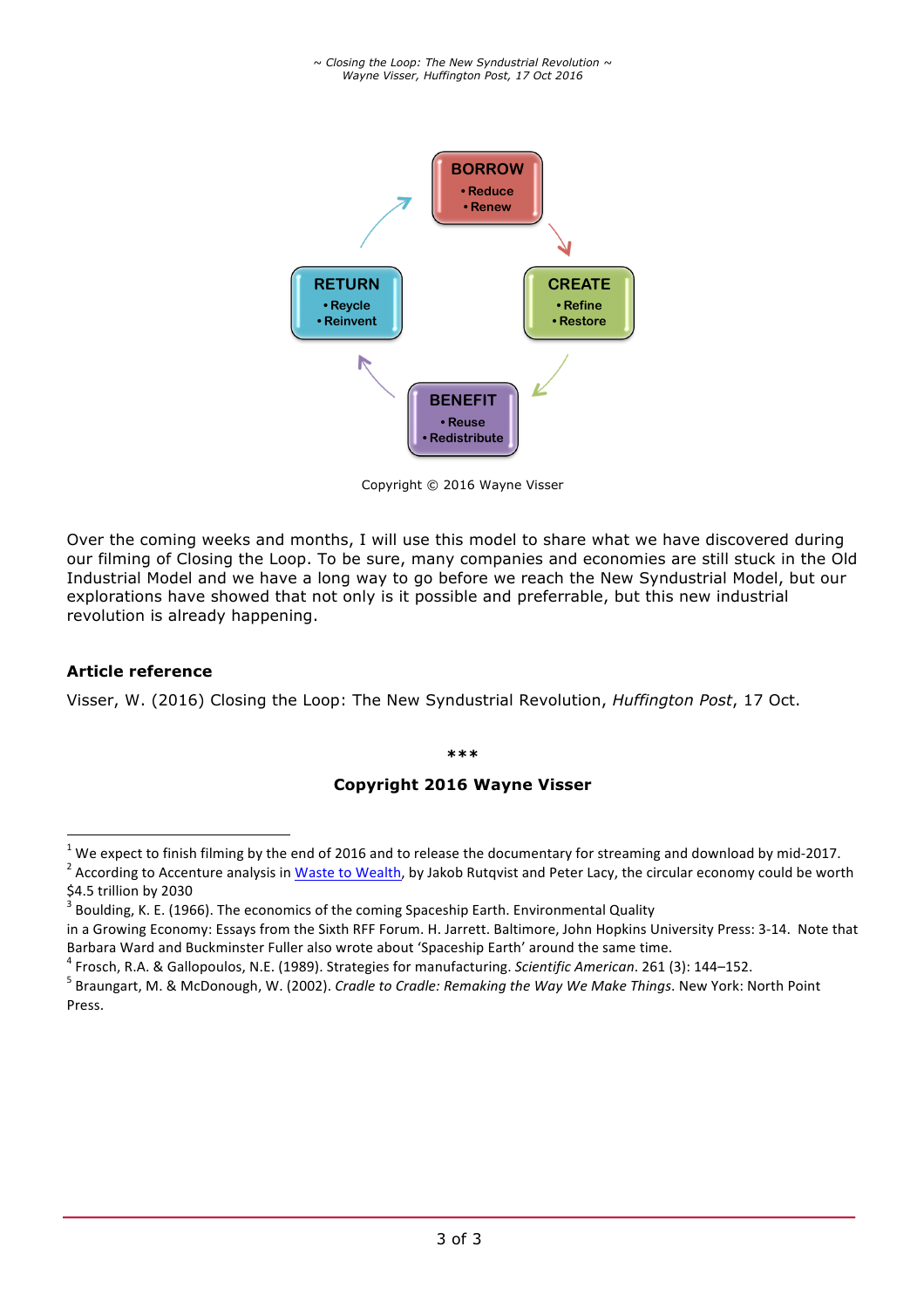BORROW
• Reduce
• Renew

CREATE
• Refine
• Restore

BENEFIT
• Reuse
• Redistribute

RETURN
• Reycle
• Reinvent

Copyright © 2016 Wayne Visser

Over the coming weeks and months, I will use this model to share what we have discovered during our filming of Closing the Loop. To be sure, many companies and economies are still stuck in the Old Industrial Model and we have a long way to go before we reach the New Syndustrial Model, but our explorations have showed that not only is it possible and preferrable, but this new industrial revolution is already happening.

### Article reference

Visser, W. (2016) Closing the Loop: The New Syndustrial Revolution, *Huffington Post*, 17 Oct.

***

**Copyright 2016 Wayne Visser**

---

[1] We expect to finish filming by the end of 2016 and to release the documentary for streaming and download by mid-2017.

[2] According to Accenture analysis in Waste to Wealth, by Jakob Rutqvist and Peter Lacy, the circular economy could be worth $4.5 trillion by 2030

[3] Boulding, K. E. (1966). The economics of the coming Spaceship Earth. Environmental Quality in a Growing Economy: Essays from the Sixth RFF Forum. H. Jarrett. Baltimore, John Hopkins University Press: 3-14. Note that Barbara Ward and Buckminster Fuller also wrote about 'Spaceship Earth' around the same time.

[4] Frosch, R.A. & Gallopoulos, N.E. (1989). Strategies for manufacturing. *Scientific American*. 261 (3): 144–152.

[5] Braungart, M. & McDonough, W. (2002). *Cradle to Cradle: Remaking the Way We Make Things*. New York: North Point Press.